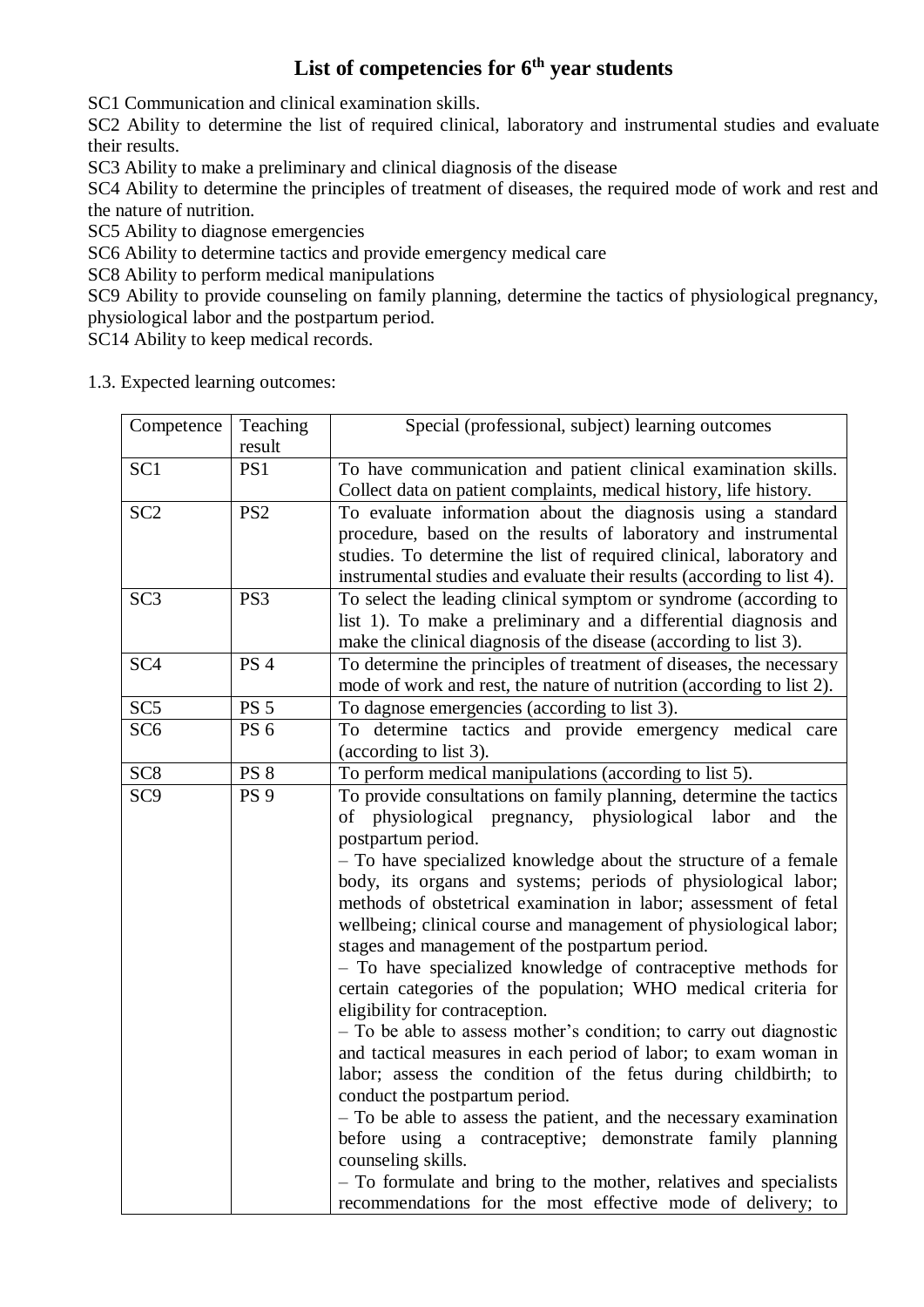# List of competencies for 6th year students

SC1 Communication and clinical examination skills.

SC2 Ability to determine the list of required clinical, laboratory and instrumental studies and evaluate their results.

SC3 Ability to make a preliminary and clinical diagnosis of the disease

SC4 Ability to determine the principles of treatment of diseases, the required mode of work and rest and the nature of nutrition.

SC5 Ability to diagnose emergencies

SC6 Ability to determine tactics and provide emergency medical care

SC8 Ability to perform medical manipulations

SC9 Ability to provide counseling on family planning, determine the tactics of physiological pregnancy, physiological labor and the postpartum period.

SC14 Ability to keep medical records.

1.3. Expected learning outcomes:

| Competence | Teaching result | Special (professional, subject) learning outcomes |
|---|---|---|
| SC1 | PS1 | To have communication and patient clinical examination skills. Collect data on patient complaints, medical history, life history. |
| SC2 | PS2 | To evaluate information about the diagnosis using a standard procedure, based on the results of laboratory and instrumental studies. To determine the list of required clinical, laboratory and instrumental studies and evaluate their results (according to list 4). |
| SC3 | PS3 | To select the leading clinical symptom or syndrome (according to list 1). To make a preliminary and a differential diagnosis and make the clinical diagnosis of the disease (according to list 3). |
| SC4 | PS 4 | To determine the principles of treatment of diseases, the necessary mode of work and rest, the nature of nutrition (according to list 2). |
| SC5 | PS 5 | To dagnose emergencies (according to list 3). |
| SC6 | PS 6 | To determine tactics and provide emergency medical care (according to list 3). |
| SC8 | PS 8 | To perform medical manipulations (according to list 5). |
| SC9 | PS 9 | To provide consultations on family planning, determine the tactics of physiological pregnancy, physiological labor and the postpartum period. <br>– To have specialized knowledge about the structure of a female body, its organs and systems; periods of physiological labor; methods of obstetrical examination in labor; assessment of fetal wellbeing; clinical course and management of physiological labor; stages and management of the postpartum period. <br>– To have specialized knowledge of contraceptive methods for certain categories of the population; WHO medical criteria for eligibility for contraception. <br>– To be able to assess mother's condition; to carry out diagnostic and tactical measures in each period of labor; to exam woman in labor; assess the condition of the fetus during childbirth; to conduct the postpartum period. <br>– To be able to assess the patient, and the necessary examination before using a contraceptive; demonstrate family planning counseling skills. <br>– To formulate and bring to the mother, relatives and specialists recommendations for the most effective mode of delivery; to |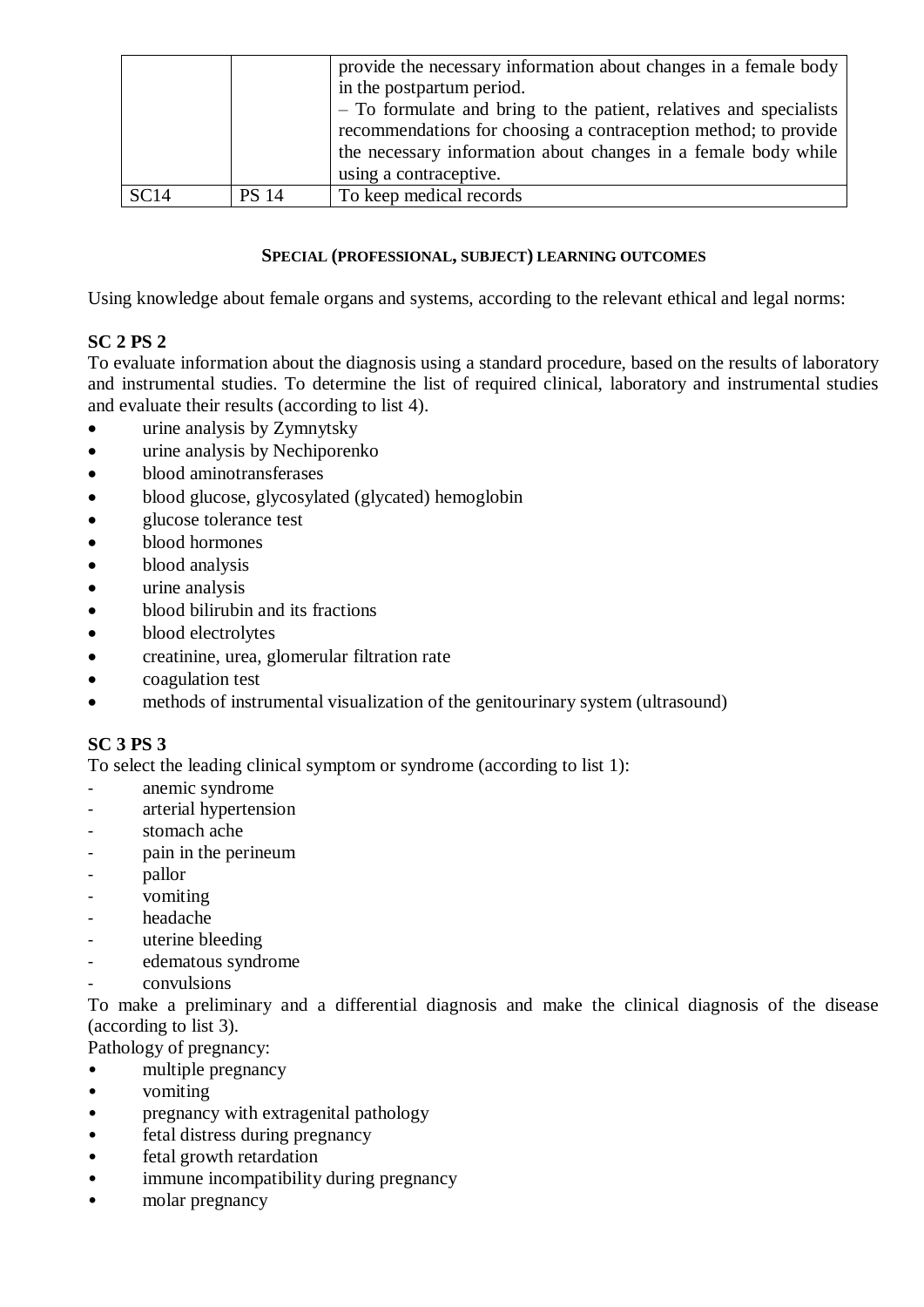| | | provide the necessary information about changes in a female body in the postpartum period.<br>– To formulate and bring to the patient, relatives and specialists recommendations for choosing a contraception method; to provide the necessary information about changes in a female body while using a contraceptive. |
|---|---|---|
| SC14 | PS 14 | To keep medical records |

### SPECIAL (PROFESSIONAL, SUBJECT) LEARNING OUTCOMES

Using knowledge about female organs and systems, according to the relevant ethical and legal norms:

**SC 2 PS 2**

To evaluate information about the diagnosis using a standard procedure, based on the results of laboratory and instrumental studies. To determine the list of required clinical, laboratory and instrumental studies and evaluate their results (according to list 4).

- urine analysis by Zymnytsky
- urine analysis by Nechiporenko
- blood aminotransferases
- blood glucose, glycosylated (glycated) hemoglobin
- glucose tolerance test
- blood hormones
- blood analysis
- urine analysis
- blood bilirubin and its fractions
- blood electrolytes
- creatinine, urea, glomerular filtration rate
- coagulation test
- methods of instrumental visualization of the genitourinary system (ultrasound)

**SC 3 PS 3**

To select the leading clinical symptom or syndrome (according to list 1):

- anemic syndrome
- arterial hypertension
- stomach ache
- pain in the perineum
- pallor
- vomiting
- headache
- uterine bleeding
- edematous syndrome
- convulsions

To make a preliminary and a differential diagnosis and make the clinical diagnosis of the disease (according to list 3).

Pathology of pregnancy:

- multiple pregnancy
- vomiting
- pregnancy with extragenital pathology
- fetal distress during pregnancy
- fetal growth retardation
- immune incompatibility during pregnancy
- molar pregnancy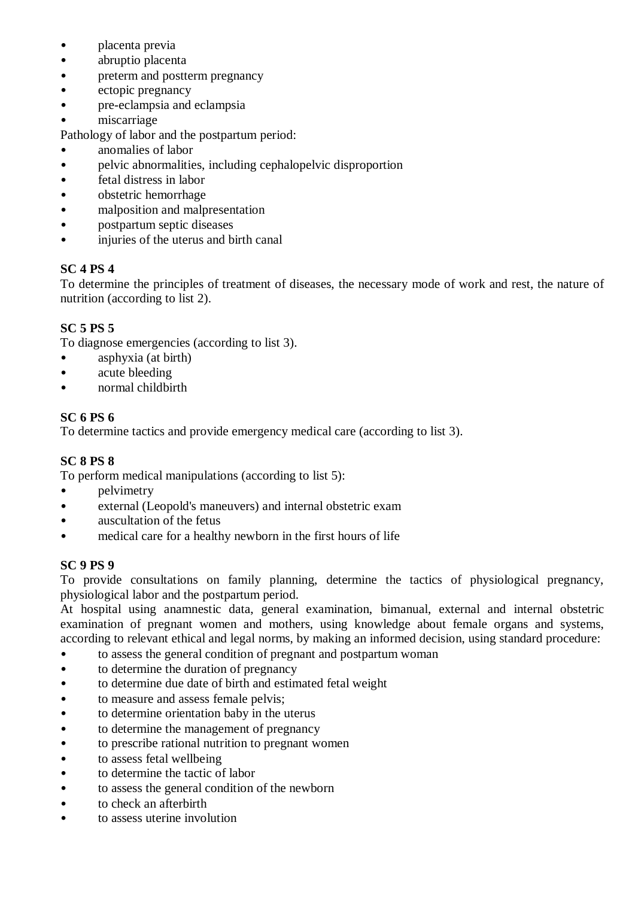- placenta previa
- abruptio placenta
- preterm and postterm pregnancy
- ectopic pregnancy
- pre-eclampsia and eclampsia
- miscarriage

Pathology of labor and the postpartum period:

- anomalies of labor
- pelvic abnormalities, including cephalopelvic disproportion
- fetal distress in labor
- obstetric hemorrhage
- malposition and malpresentation
- postpartum septic diseases
- injuries of the uterus and birth canal

**SC 4 PS 4**

To determine the principles of treatment of diseases, the necessary mode of work and rest, the nature of nutrition (according to list 2).

**SC 5 PS 5**

To diagnose emergencies (according to list 3).

- asphyxia (at birth)
- acute bleeding
- normal childbirth

**SC 6 PS 6**

To determine tactics and provide emergency medical care (according to list 3).

**SC 8 PS 8**

To perform medical manipulations (according to list 5):

- pelvimetry
- external (Leopold's maneuvers) and internal obstetric exam
- auscultation of the fetus
- medical care for a healthy newborn in the first hours of life

**SC 9 PS 9**

To provide consultations on family planning, determine the tactics of physiological pregnancy, physiological labor and the postpartum period.

At hospital using anamnestic data, general examination, bimanual, external and internal obstetric examination of pregnant women and mothers, using knowledge about female organs and systems, according to relevant ethical and legal norms, by making an informed decision, using standard procedure:

- to assess the general condition of pregnant and postpartum woman
- to determine the duration of pregnancy
- to determine due date of birth and estimated fetal weight
- to measure and assess female pelvis;
- to determine orientation baby in the uterus
- to determine the management of pregnancy
- to prescribe rational nutrition to pregnant women
- to assess fetal wellbeing
- to determine the tactic of labor
- to assess the general condition of the newborn
- to check an afterbirth
- to assess uterine involution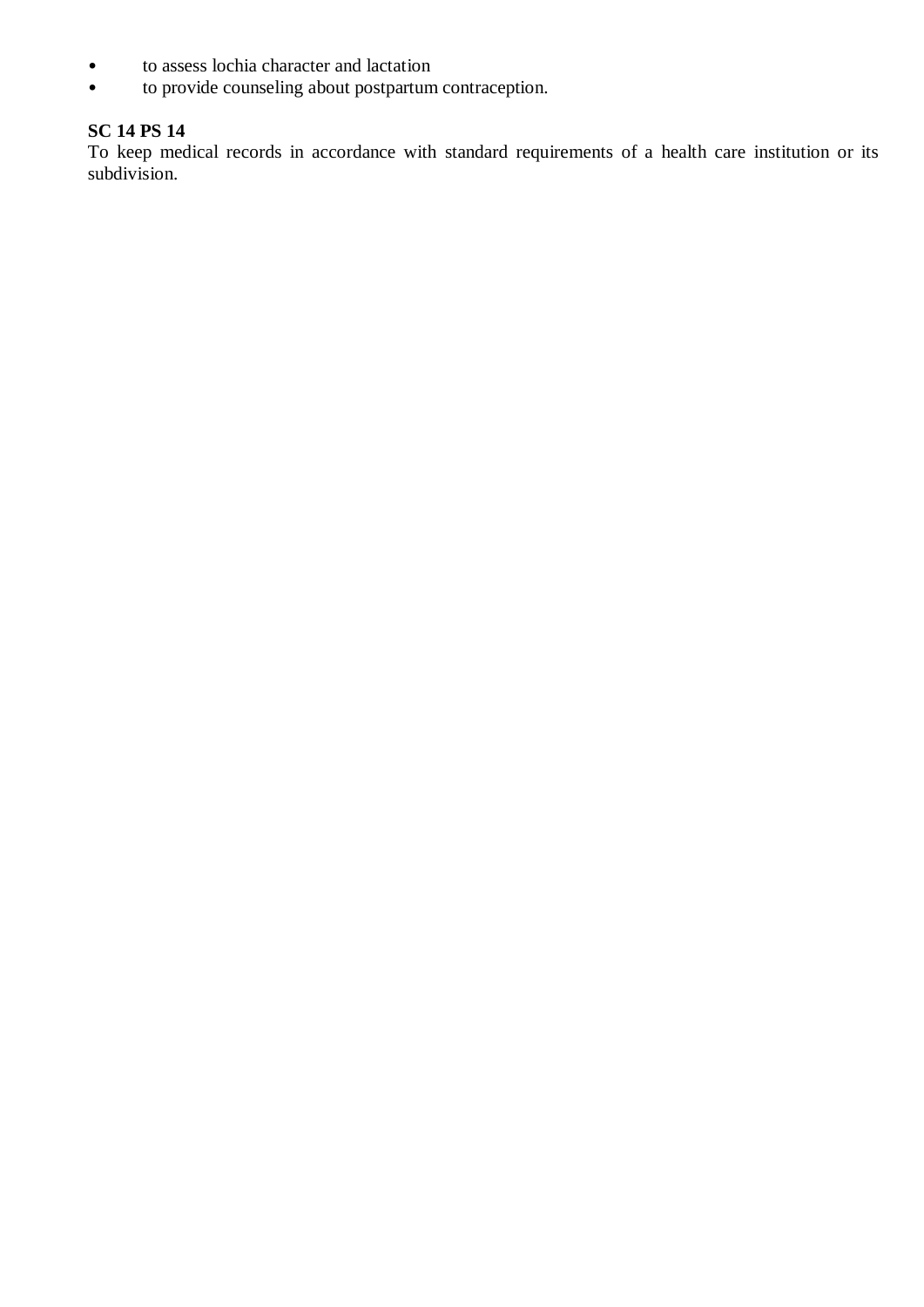- to assess lochia character and lactation
- to provide counseling about postpartum contraception.

**SC 14 PS 14**

To keep medical records in accordance with standard requirements of a health care institution or its subdivision.